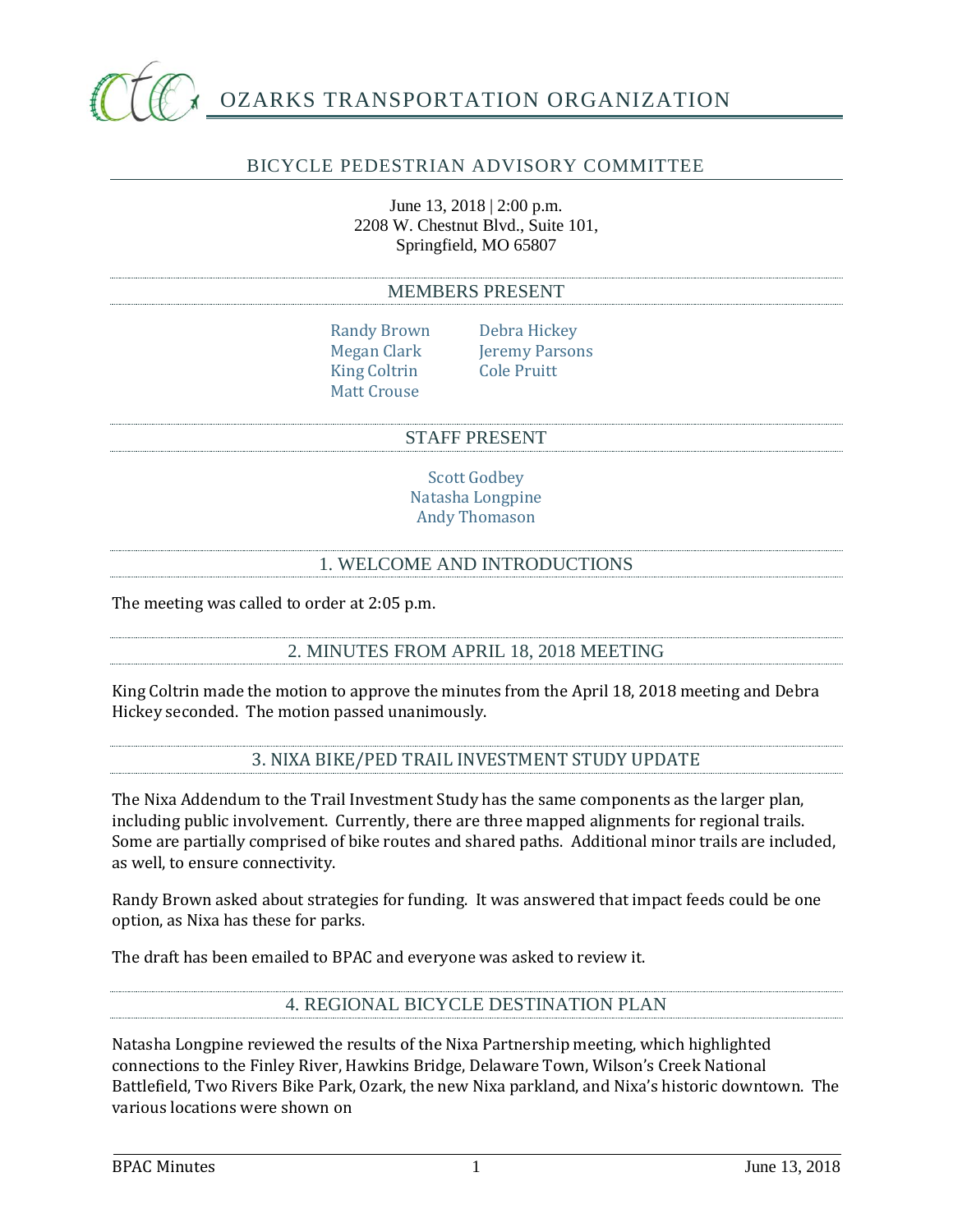# OZARKS TRANSPORTATION ORGANIZATION

## BICYCLE PEDESTRIAN ADVISORY COMMITTEE

June 13, 2018 | 2:00 p.m.
2208 W. Chestnut Blvd., Suite 101,
Springfield, MO 65807

### MEMBERS PRESENT

Randy Brown
Megan Clark
King Coltrin
Matt Crouse
Debra Hickey
Jeremy Parsons
Cole Pruitt

### STAFF PRESENT

Scott Godbey
Natasha Longpine
Andy Thomason

### 1. WELCOME AND INTRODUCTIONS

The meeting was called to order at 2:05 p.m.

### 2. MINUTES FROM APRIL 18, 2018 MEETING

King Coltrin made the motion to approve the minutes from the April 18, 2018 meeting and Debra Hickey seconded. The motion passed unanimously.

### 3. NIXA BIKE/PED TRAIL INVESTMENT STUDY UPDATE

The Nixa Addendum to the Trail Investment Study has the same components as the larger plan, including public involvement. Currently, there are three mapped alignments for regional trails. Some are partially comprised of bike routes and shared paths. Additional minor trails are included, as well, to ensure connectivity.

Randy Brown asked about strategies for funding. It was answered that impact feeds could be one option, as Nixa has these for parks.

The draft has been emailed to BPAC and everyone was asked to review it.

### 4. REGIONAL BICYCLE DESTINATION PLAN

Natasha Longpine reviewed the results of the Nixa Partnership meeting, which highlighted connections to the Finley River, Hawkins Bridge, Delaware Town, Wilson's Creek National Battlefield, Two Rivers Bike Park, Ozark, the new Nixa parkland, and Nixa's historic downtown. The various locations were shown on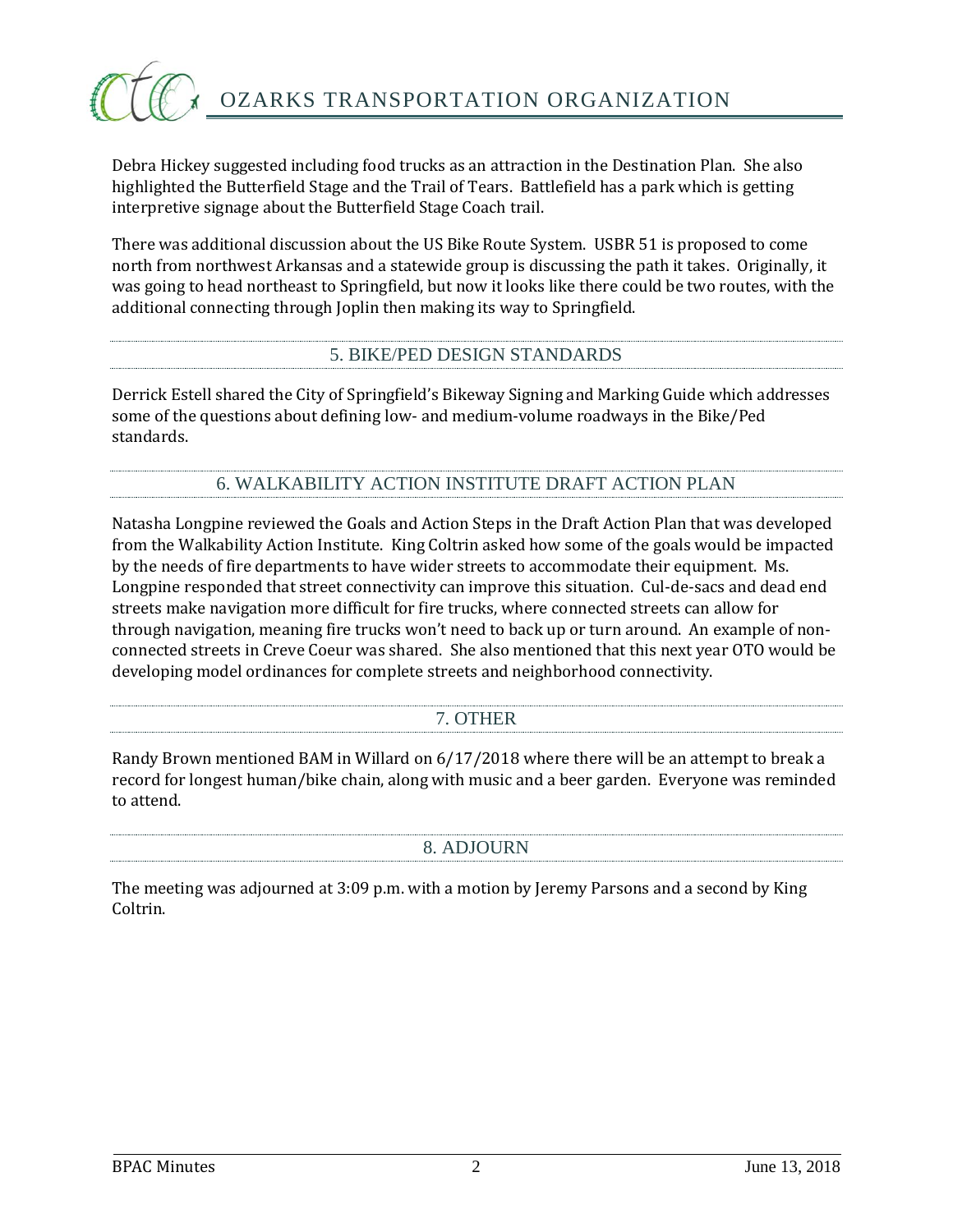Debra Hickey suggested including food trucks as an attraction in the Destination Plan. She also highlighted the Butterfield Stage and the Trail of Tears. Battlefield has a park which is getting interpretive signage about the Butterfield Stage Coach trail.

There was additional discussion about the US Bike Route System. USBR 51 is proposed to come north from northwest Arkansas and a statewide group is discussing the path it takes. Originally, it was going to head northeast to Springfield, but now it looks like there could be two routes, with the additional connecting through Joplin then making its way to Springfield.

## 5. BIKE/PED DESIGN STANDARDS

Derrick Estell shared the City of Springfield's Bikeway Signing and Marking Guide which addresses some of the questions about defining low- and medium-volume roadways in the Bike/Ped standards.

## 6. WALKABILITY ACTION INSTITUTE DRAFT ACTION PLAN

Natasha Longpine reviewed the Goals and Action Steps in the Draft Action Plan that was developed from the Walkability Action Institute. King Coltrin asked how some of the goals would be impacted by the needs of fire departments to have wider streets to accommodate their equipment. Ms. Longpine responded that street connectivity can improve this situation. Cul-de-sacs and dead end streets make navigation more difficult for fire trucks, where connected streets can allow for through navigation, meaning fire trucks won't need to back up or turn around. An example of non-connected streets in Creve Coeur was shared. She also mentioned that this next year OTO would be developing model ordinances for complete streets and neighborhood connectivity.

## 7. OTHER

Randy Brown mentioned BAM in Willard on 6/17/2018 where there will be an attempt to break a record for longest human/bike chain, along with music and a beer garden. Everyone was reminded to attend.

## 8. ADJOURN

The meeting was adjourned at 3:09 p.m. with a motion by Jeremy Parsons and a second by King Coltrin.